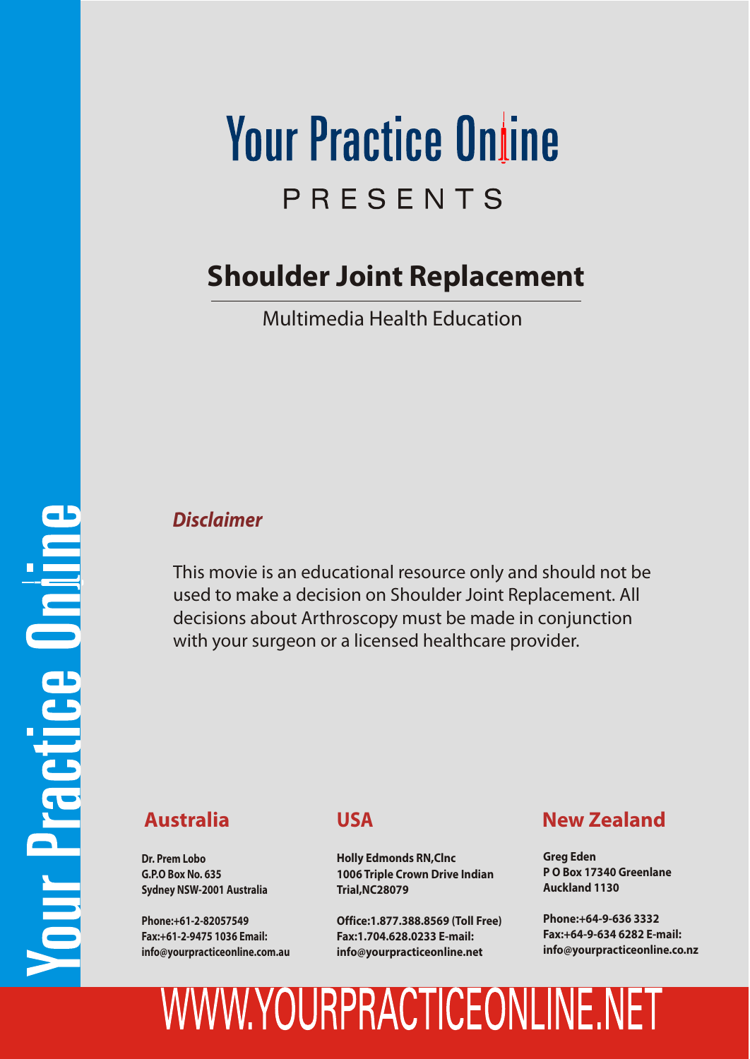# Your Practice Online

PRESENTS

## Shoulder Joint Replacement

Multimedia Health Education

***Disclaimer***

This movie is an educational resource only and should not be used to make a decision on Shoulder Joint Replacement. All decisions about Arthroscopy must be made in conjunction with your surgeon or a licensed healthcare provider.

### Australia

**Dr. Prem Lobo**
**G.P.O Box No. 635**
**Sydney NSW-2001 Australia**

**Phone:+61-2-82057549**
**Fax:+61-2-9475 1036 Email:**
**info@yourpracticeonline.com.au**

### USA

**Holly Edmonds RN,Clnc**
**1006 Triple Crown Drive Indian Trial,NC28079**

**Office:1.877.388.8569 (Toll Free)**
**Fax:1.704.628.0233 E-mail:**
**info@yourpracticeonline.net**

### New Zealand

**Greg Eden**
**P O Box 17340 Greenlane**
**Auckland 1130**

**Phone:+64-9-636 3332**
**Fax:+64-9-634 6282 E-mail:**
**info@yourpracticeonline.co.nz**

WWW.YOURPRACTICEONLINE.NET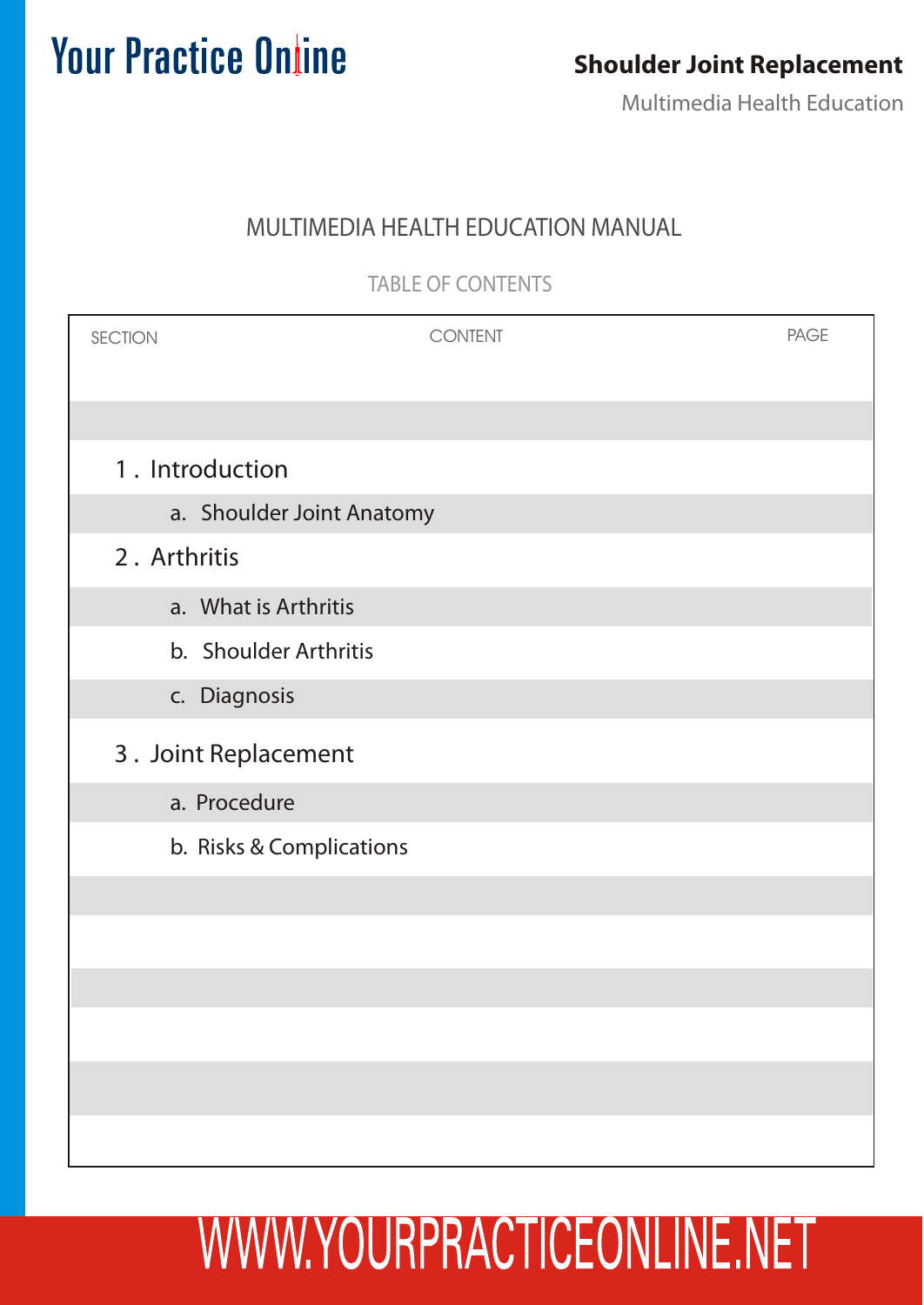# MULTIMEDIA HEALTH EDUCATION MANUAL

## TABLE OF CONTENTS

| SECTION | CONTENT | PAGE |
|---|---|---|
| 1 . Introduction | | |
| a. Shoulder Joint Anatomy | | |
| 2 . Arthritis | | |
| a. What is Arthritis | | |
| b. Shoulder Arthritis | | |
| c. Diagnosis | | |
| 3 . Joint Replacement | | |
| a. Procedure | | |
| b. Risks & Complications | | |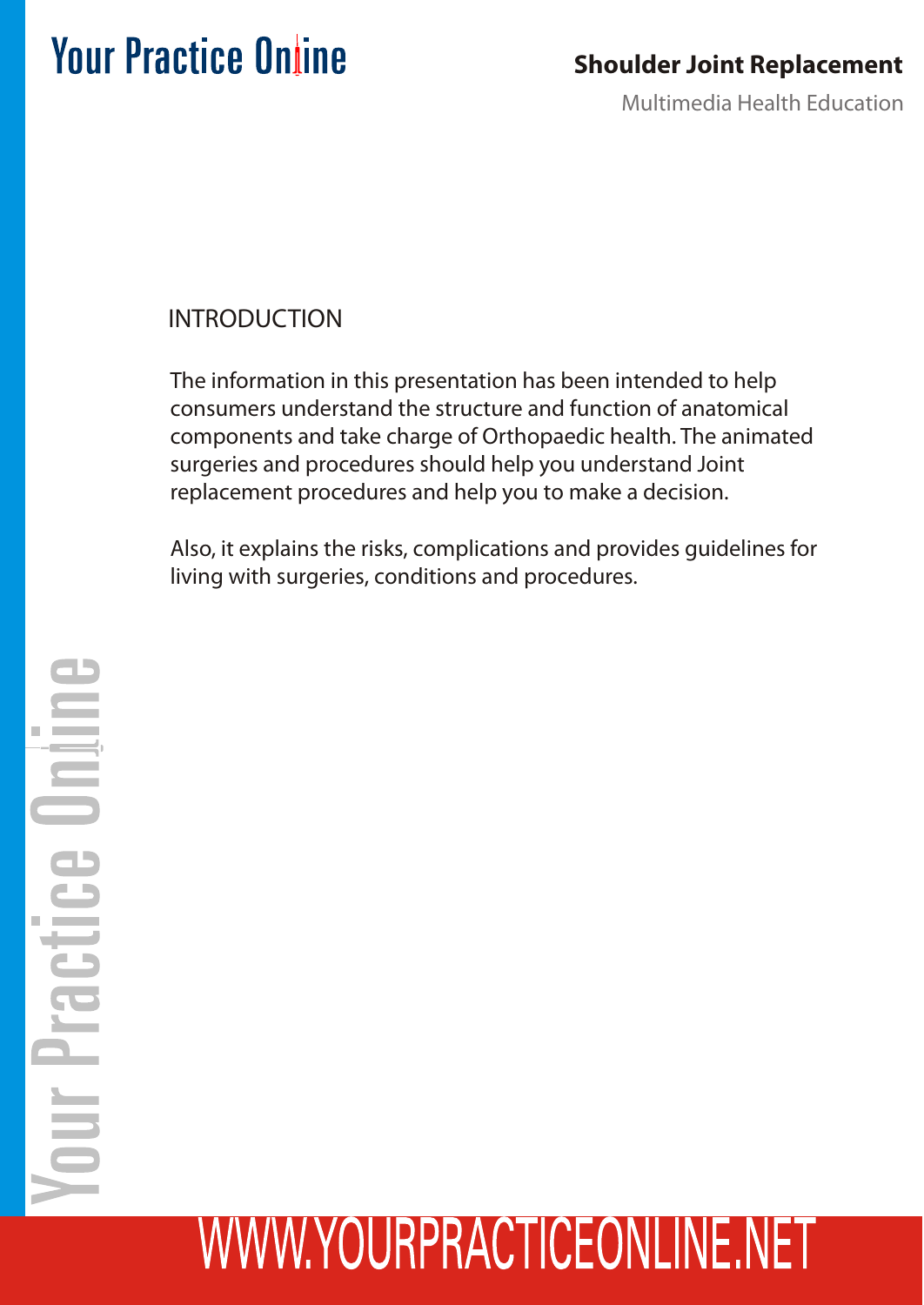## INTRODUCTION

The information in this presentation has been intended to help consumers understand the structure and function of anatomical components and take charge of Orthopaedic health. The animated surgeries and procedures should help you understand Joint replacement procedures and help you to make a decision.

Also, it explains the risks, complications and provides guidelines for living with surgeries, conditions and procedures.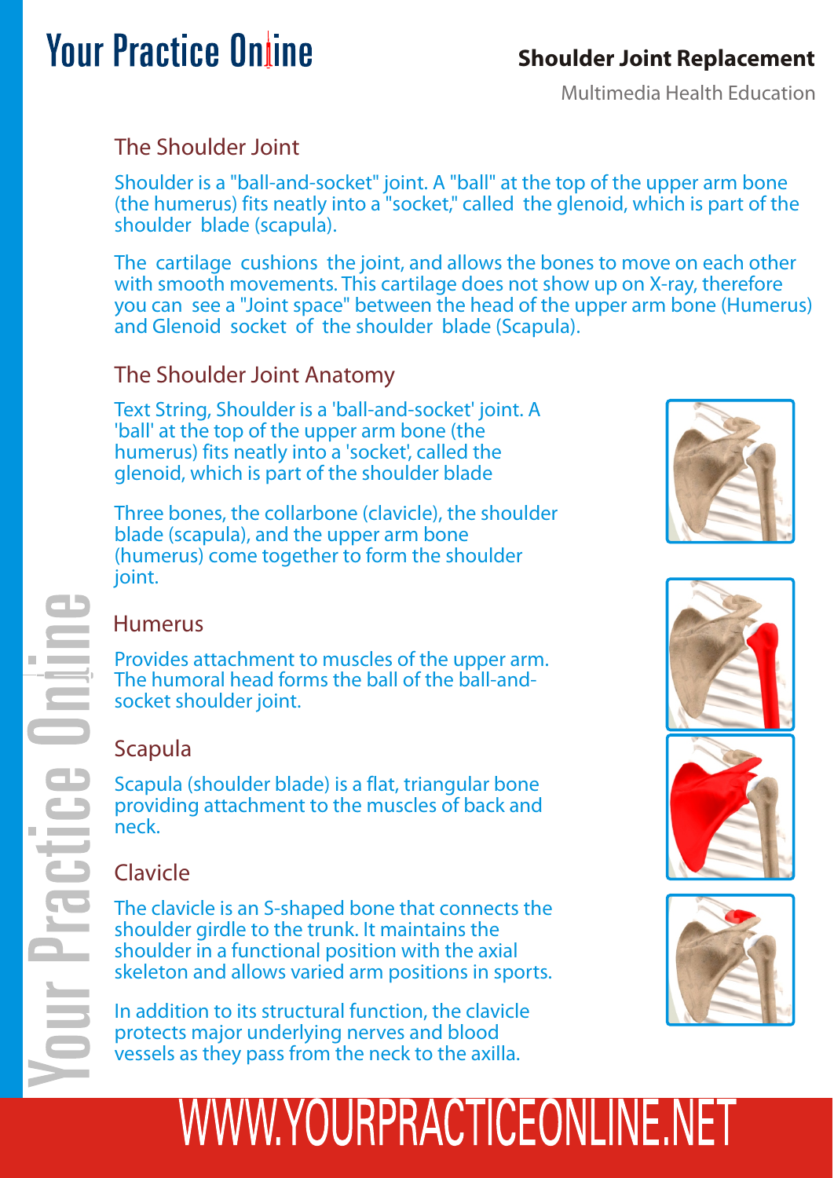## Shoulder Joint Replacement

Multimedia Health Education

### The Shoulder Joint

Shoulder is a "ball-and-socket" joint. A "ball" at the top of the upper arm bone (the humerus) fits neatly into a "socket," called the glenoid, which is part of the shoulder blade (scapula).

The cartilage cushions the joint, and allows the bones to move on each other with smooth movements. This cartilage does not show up on X-ray, therefore you can see a "Joint space" between the head of the upper arm bone (Humerus) and Glenoid socket of the shoulder blade (Scapula).

### The Shoulder Joint Anatomy

Text String, Shoulder is a 'ball-and-socket' joint. A 'ball' at the top of the upper arm bone (the humerus) fits neatly into a 'socket', called the glenoid, which is part of the shoulder blade

Three bones, the collarbone (clavicle), the shoulder blade (scapula), and the upper arm bone (humerus) come together to form the shoulder joint.

### Humerus

Provides attachment to muscles of the upper arm. The humoral head forms the ball of the ball-and-socket shoulder joint.

### Scapula

Scapula (shoulder blade) is a flat, triangular bone providing attachment to the muscles of back and neck.

### Clavicle

The clavicle is an S-shaped bone that connects the shoulder girdle to the trunk. It maintains the shoulder in a functional position with the axial skeleton and allows varied arm positions in sports.

In addition to its structural function, the clavicle protects major underlying nerves and blood vessels as they pass from the neck to the axilla.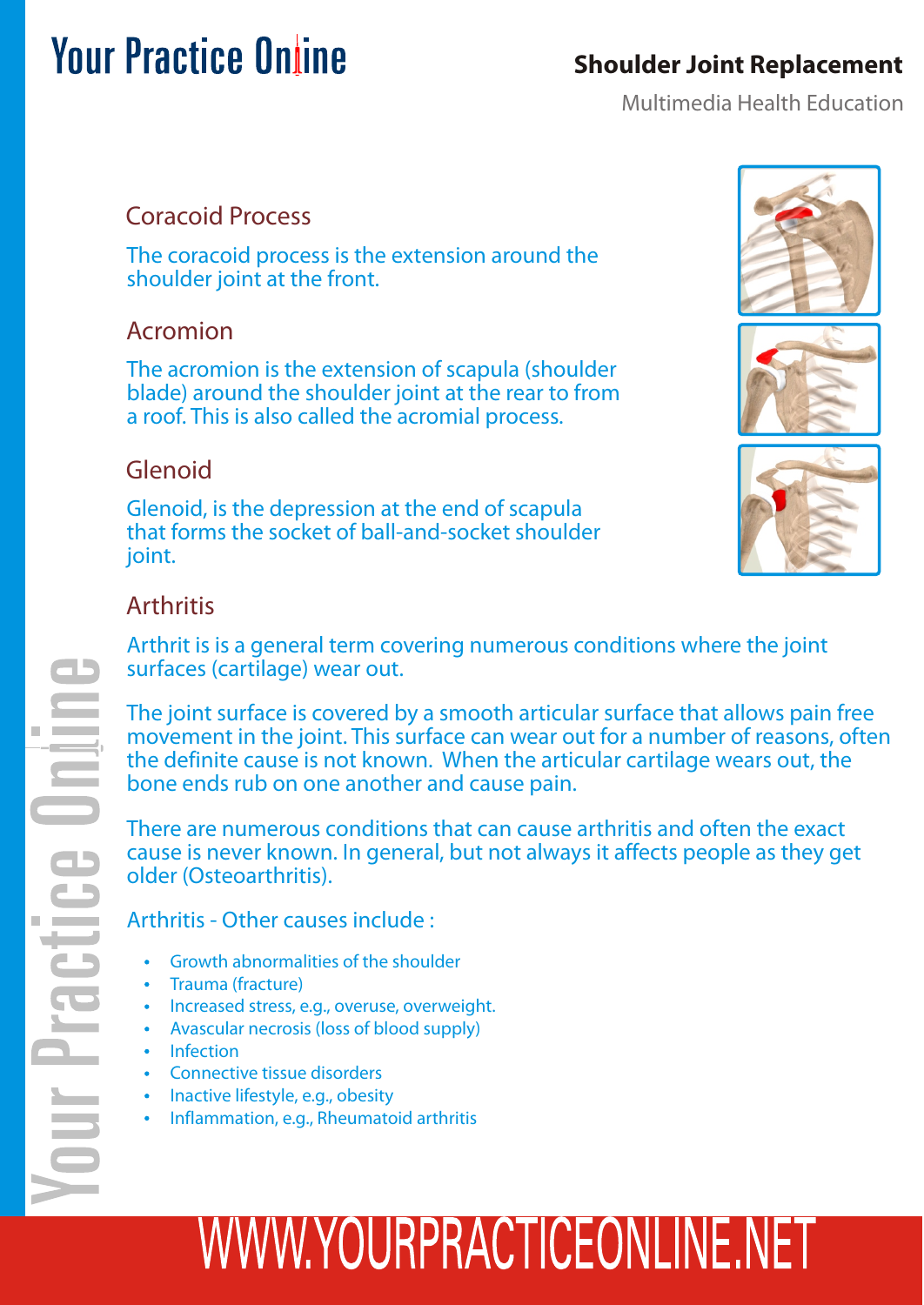## Coracoid Process

The coracoid process is the extension around the shoulder joint at the front.

## Acromion

The acromion is the extension of scapula (shoulder blade) around the shoulder joint at the rear to from a roof. This is also called the acromial process.

## Glenoid

Glenoid, is the depression at the end of scapula that forms the socket of ball-and-socket shoulder joint.

## Arthritis

Arthrit is is a general term covering numerous conditions where the joint surfaces (cartilage) wear out.

The joint surface is covered by a smooth articular surface that allows pain free movement in the joint. This surface can wear out for a number of reasons, often the definite cause is not known. When the articular cartilage wears out, the bone ends rub on one another and cause pain.

There are numerous conditions that can cause arthritis and often the exact cause is never known. In general, but not always it affects people as they get older (Osteoarthritis).

Arthritis - Other causes include :

- Growth abnormalities of the shoulder
- Trauma (fracture)
- Increased stress, e.g., overuse, overweight.
- Avascular necrosis (loss of blood supply)
- Infection
- Connective tissue disorders
- Inactive lifestyle, e.g., obesity
- Inflammation, e.g., Rheumatoid arthritis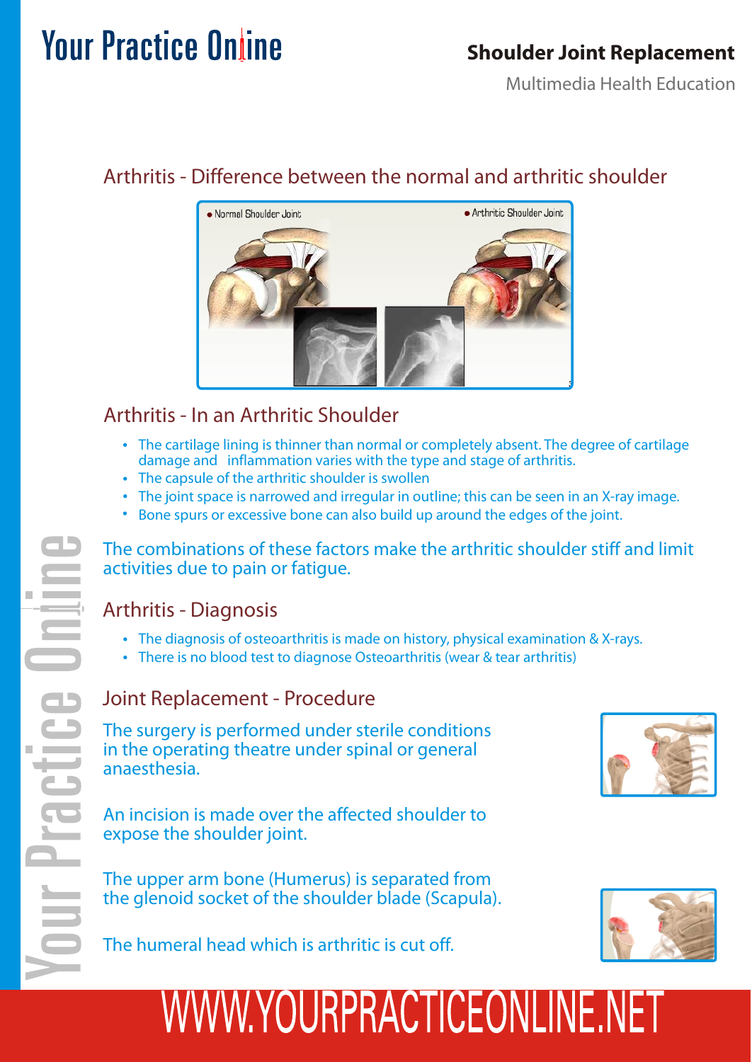## Arthritis - Difference between the normal and arthritic shoulder

## Arthritis - In an Arthritic Shoulder

- The cartilage lining is thinner than normal or completely absent. The degree of cartilage damage and inflammation varies with the type and stage of arthritis.
- The capsule of the arthritic shoulder is swollen
- The joint space is narrowed and irregular in outline; this can be seen in an X-ray image.
- Bone spurs or excessive bone can also build up around the edges of the joint.

The combinations of these factors make the arthritic shoulder stiff and limit activities due to pain or fatigue.

## Arthritis - Diagnosis

- The diagnosis of osteoarthritis is made on history, physical examination & X-rays.
- There is no blood test to diagnose Osteoarthritis (wear & tear arthritis)

## Joint Replacement - Procedure

The surgery is performed under sterile conditions in the operating theatre under spinal or general anaesthesia.

An incision is made over the affected shoulder to expose the shoulder joint.

The upper arm bone (Humerus) is separated from the glenoid socket of the shoulder blade (Scapula).

The humeral head which is arthritic is cut off.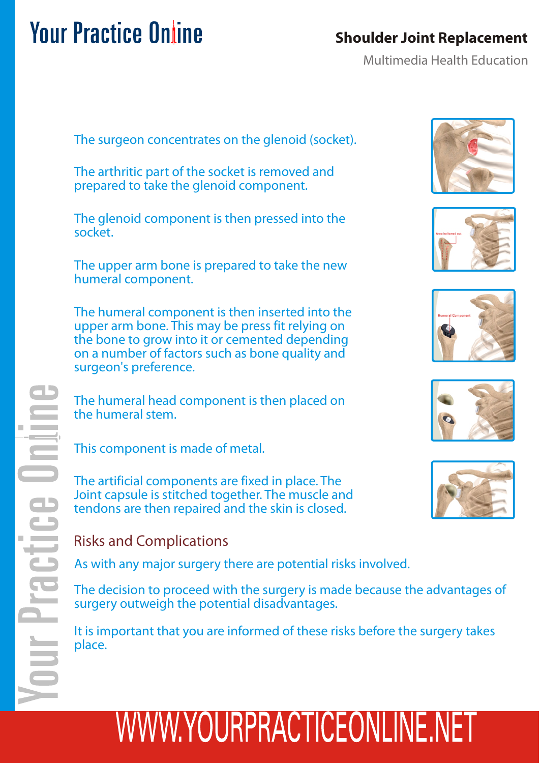The surgeon concentrates on the glenoid (socket).

The arthritic part of the socket is removed and prepared to take the glenoid component.

The glenoid component is then pressed into the socket.

The upper arm bone is prepared to take the new humeral component.

The humeral component is then inserted into the upper arm bone. This may be press fit relying on the bone to grow into it or cemented depending on a number of factors such as bone quality and surgeon's preference.

The humeral head component is then placed on the humeral stem.

This component is made of metal.

The artificial components are fixed in place. The Joint capsule is stitched together. The muscle and tendons are then repaired and the skin is closed.

## Risks and Complications

As with any major surgery there are potential risks involved.

The decision to proceed with the surgery is made because the advantages of surgery outweigh the potential disadvantages.

It is important that you are informed of these risks before the surgery takes place.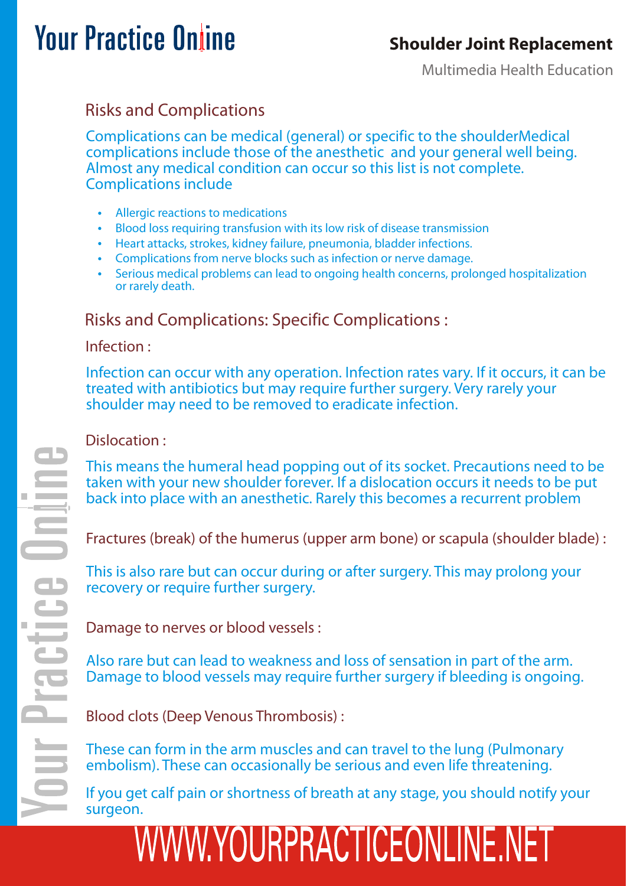## Risks and Complications

Complications can be medical (general) or specific to the shoulderMedical complications include those of the anesthetic  and your general well being. Almost any medical condition can occur so this list is not complete. Complications include

- Allergic reactions to medications
- Blood loss requiring transfusion with its low risk of disease transmission
- Heart attacks, strokes, kidney failure, pneumonia, bladder infections.
- Complications from nerve blocks such as infection or nerve damage.
- Serious medical problems can lead to ongoing health concerns, prolonged hospitalization or rarely death.

## Risks and Complications: Specific Complications :

### Infection :

Infection can occur with any operation. Infection rates vary. If it occurs, it can be treated with antibiotics but may require further surgery. Very rarely your shoulder may need to be removed to eradicate infection.

### Dislocation :

This means the humeral head popping out of its socket. Precautions need to be taken with your new shoulder forever. If a dislocation occurs it needs to be put back into place with an anesthetic. Rarely this becomes a recurrent problem

### Fractures (break) of the humerus (upper arm bone) or scapula (shoulder blade) :

This is also rare but can occur during or after surgery. This may prolong your recovery or require further surgery.

### Damage to nerves or blood vessels :

Also rare but can lead to weakness and loss of sensation in part of the arm. Damage to blood vessels may require further surgery if bleeding is ongoing.

### Blood clots (Deep Venous Thrombosis) :

These can form in the arm muscles and can travel to the lung (Pulmonary embolism). These can occasionally be serious and even life threatening.

If you get calf pain or shortness of breath at any stage, you should notify your surgeon.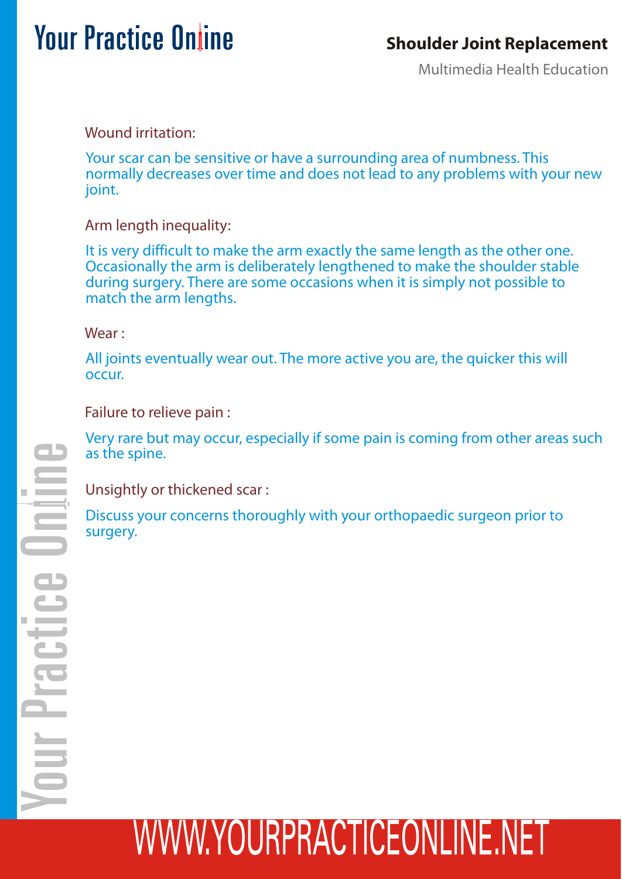Wound irritation:

Your scar can be sensitive or have a surrounding area of numbness. This normally decreases over time and does not lead to any problems with your new joint.

Arm length inequality:

It is very difficult to make the arm exactly the same length as the other one. Occasionally the arm is deliberately lengthened to make the shoulder stable during surgery. There are some occasions when it is simply not possible to match the arm lengths.

Wear :

All joints eventually wear out. The more active you are, the quicker this will occur.

Failure to relieve pain :

Very rare but may occur, especially if some pain is coming from other areas such as the spine.

Unsightly or thickened scar :

Discuss your concerns thoroughly with your orthopaedic surgeon prior to surgery.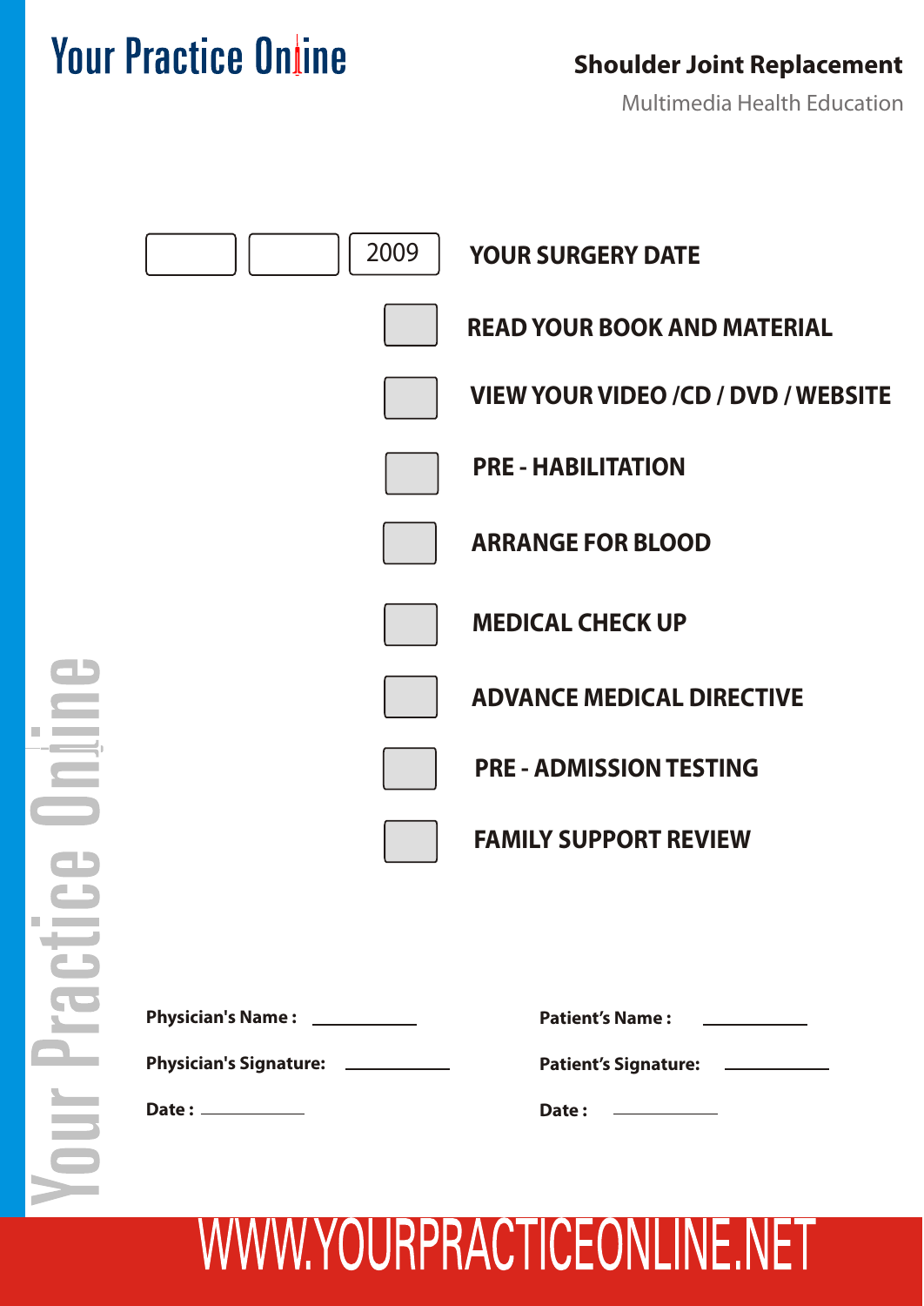# Your Practice Online

## Shoulder Joint Replacement

Multimedia Health Education

[ ] [ ] [2009] **YOUR SURGERY DATE**

- [ ] **READ YOUR BOOK AND MATERIAL**
- [ ] **VIEW YOUR VIDEO /CD / DVD / WEBSITE**
- [ ] **PRE - HABILITATION**
- [ ] **ARRANGE FOR BLOOD**
- [ ] **MEDICAL CHECK UP**
- [ ] **ADVANCE MEDICAL DIRECTIVE**
- [ ] **PRE - ADMISSION TESTING**
- [ ] **FAMILY SUPPORT REVIEW**

**Physician's Name :** ____________

**Physician's Signature:** ____________

**Date :** ____________

**Patient's Name :** ____________

**Patient's Signature:** ____________

**Date :** ____________

WWW.YOURPRACTICEONLINE.NET